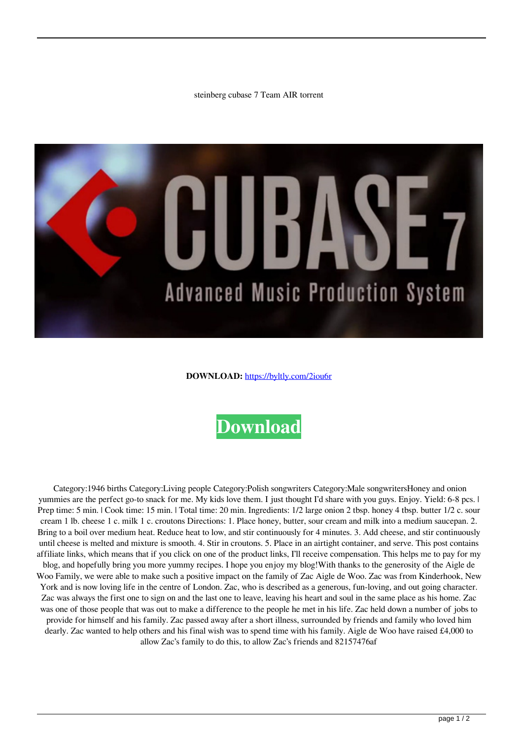steinberg cubase 7 Team AIR torrent

**DOWNLOAD:** https://byltly.com/2iou6r

Download

Category:1946 births Category:Living people Category:Polish songwriters Category:Male songwritersHoney and onion yummies are the perfect go-to snack for me. My kids love them. I just thought I'd share with you guys. Enjoy. Yield: 6-8 pcs. | Prep time: 5 min. | Cook time: 15 min. | Total time: 20 min. Ingredients: 1/2 large onion 2 tbsp. honey 4 tbsp. butter 1/2 c. sour cream 1 lb. cheese 1 c. milk 1 c. croutons Directions: 1. Place honey, butter, sour cream and milk into a medium saucepan. 2. Bring to a boil over medium heat. Reduce heat to low, and stir continuously for 4 minutes. 3. Add cheese, and stir continuously until cheese is melted and mixture is smooth. 4. Stir in croutons. 5. Place in an airtight container, and serve. This post contains affiliate links, which means that if you click on one of the product links, I'll receive compensation. This helps me to pay for my blog, and hopefully bring you more yummy recipes. I hope you enjoy my blog!With thanks to the generosity of the Aigle de Woo Family, we were able to make such a positive impact on the family of Zac Aigle de Woo. Zac was from Kinderhook, New York and is now loving life in the centre of London. Zac, who is described as a generous, fun-loving, and out going character. Zac was always the first one to sign on and the last one to leave, leaving his heart and soul in the same place as his home. Zac was one of those people that was out to make a difference to the people he met in his life. Zac held down a number of jobs to provide for himself and his family. Zac passed away after a short illness, surrounded by friends and family who loved him dearly. Zac wanted to help others and his final wish was to spend time with his family. Aigle de Woo have raised £4,000 to allow Zac's family to do this, to allow Zac's friends and 82157476af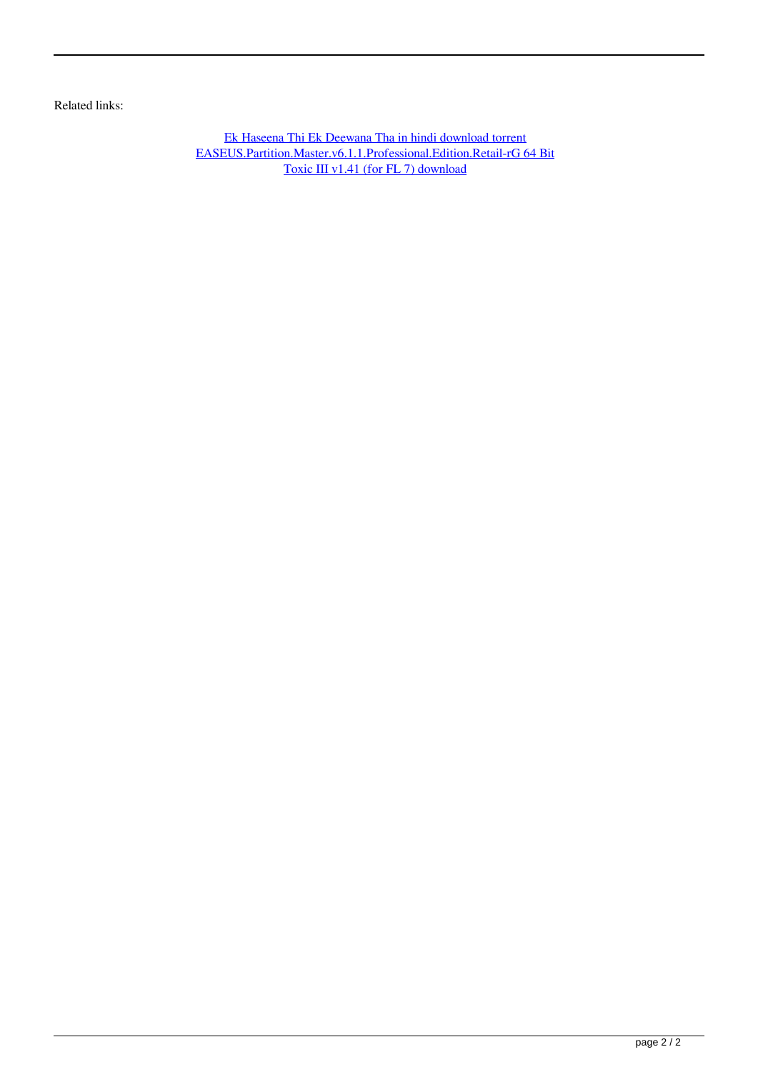Related links:

Ek Haseena Thi Ek Deewana Tha in hindi download torrent
EASEUS.Partition.Master.v6.1.1.Professional.Edition.Retail-rG 64 Bit
Toxic III v1.41 (for FL 7) download